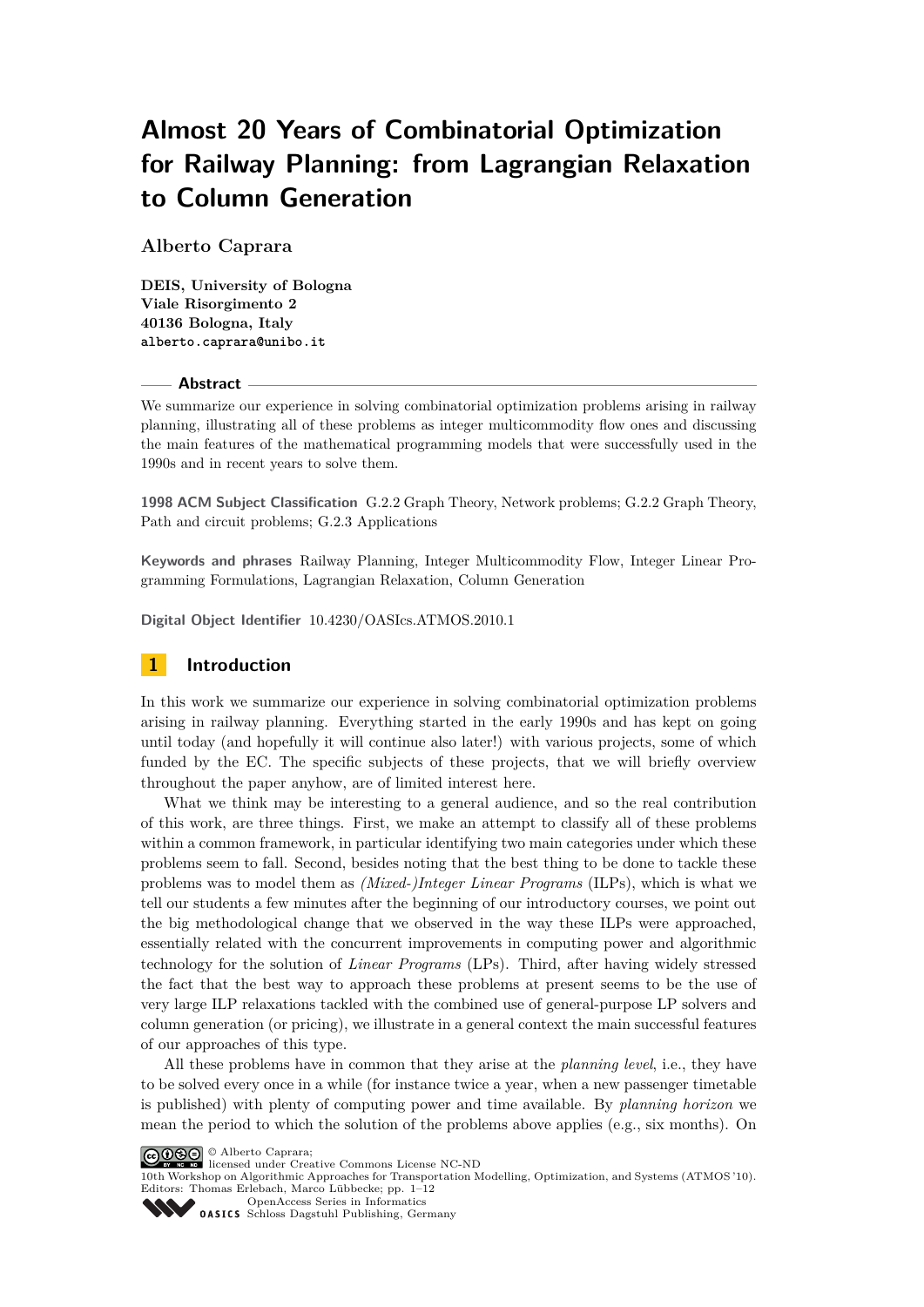# Almost 20 Years of Combinatorial Optimization for Railway Planning: from Lagrangian Relaxation to Column Generation

**Alberto Caprara**

**DEIS, University of Bologna**
**Viale Risorgimento 2**
**40136 Bologna, Italy**
alberto.caprara@unibo.it

## Abstract

We summarize our experience in solving combinatorial optimization problems arising in railway planning, illustrating all of these problems as integer multicommodity flow ones and discussing the main features of the mathematical programming models that were successfully used in the 1990s and in recent years to solve them.

**1998 ACM Subject Classification** G.2.2 Graph Theory, Network problems; G.2.2 Graph Theory, Path and circuit problems; G.2.3 Applications

**Keywords and phrases** Railway Planning, Integer Multicommodity Flow, Integer Linear Programming Formulations, Lagrangian Relaxation, Column Generation

**Digital Object Identifier** 10.4230/OASIcs.ATMOS.2010.1

## 1 Introduction

In this work we summarize our experience in solving combinatorial optimization problems arising in railway planning. Everything started in the early 1990s and has kept on going until today (and hopefully it will continue also later!) with various projects, some of which funded by the EC. The specific subjects of these projects, that we will briefly overview throughout the paper anyhow, are of limited interest here.

What we think may be interesting to a general audience, and so the real contribution of this work, are three things. First, we make an attempt to classify all of these problems within a common framework, in particular identifying two main categories under which these problems seem to fall. Second, besides noting that the best thing to be done to tackle these problems was to model them as *(Mixed-)Integer Linear Programs* (ILPs), which is what we tell our students a few minutes after the beginning of our introductory courses, we point out the big methodological change that we observed in the way these ILPs were approached, essentially related with the concurrent improvements in computing power and algorithmic technology for the solution of *Linear Programs* (LPs). Third, after having widely stressed the fact that the best way to approach these problems at present seems to be the use of very large ILP relaxations tackled with the combined use of general-purpose LP solvers and column generation (or pricing), we illustrate in a general context the main successful features of our approaches of this type.

All these problems have in common that they arise at the *planning level*, i.e., they have to be solved every once in a while (for instance twice a year, when a new passenger timetable is published) with plenty of computing power and time available. By *planning horizon* we mean the period to which the solution of the problems above applies (e.g., six months). On

© Alberto Caprara;
licensed under Creative Commons License NC-ND
10th Workshop on Algorithmic Approaches for Transportation Modelling, Optimization, and Systems (ATMOS '10).
Editors: Thomas Erlebach, Marco Lübbecke; pp. 1–12
OpenAccess Series in Informatics
OASICS Schloss Dagstuhl Publishing, Germany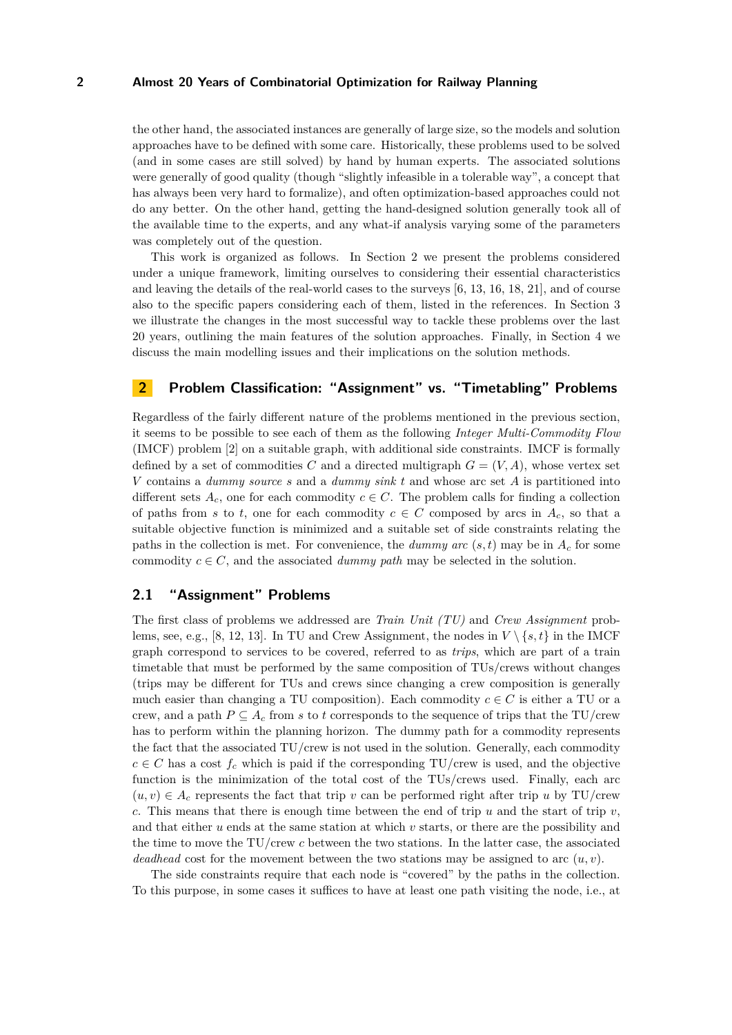the other hand, the associated instances are generally of large size, so the models and solution approaches have to be defined with some care. Historically, these problems used to be solved (and in some cases are still solved) by hand by human experts. The associated solutions were generally of good quality (though "slightly infeasible in a tolerable way", a concept that has always been very hard to formalize), and often optimization-based approaches could not do any better. On the other hand, getting the hand-designed solution generally took all of the available time to the experts, and any what-if analysis varying some of the parameters was completely out of the question.

This work is organized as follows. In Section 2 we present the problems considered under a unique framework, limiting ourselves to considering their essential characteristics and leaving the details of the real-world cases to the surveys [6, 13, 16, 18, 21], and of course also to the specific papers considering each of them, listed in the references. In Section 3 we illustrate the changes in the most successful way to tackle these problems over the last 20 years, outlining the main features of the solution approaches. Finally, in Section 4 we discuss the main modelling issues and their implications on the solution methods.

## 2 Problem Classification: "Assignment" vs. "Timetabling" Problems

Regardless of the fairly different nature of the problems mentioned in the previous section, it seems to be possible to see each of them as the following *Integer Multi-Commodity Flow* (IMCF) problem [2] on a suitable graph, with additional side constraints. IMCF is formally defined by a set of commodities $C$ and a directed multigraph $G = (V, A)$, whose vertex set $V$ contains a *dummy source* $s$ and a *dummy sink* $t$ and whose arc set $A$ is partitioned into different sets $A_c$, one for each commodity $c \in C$. The problem calls for finding a collection of paths from $s$ to $t$, one for each commodity $c \in C$ composed by arcs in $A_c$, so that a suitable objective function is minimized and a suitable set of side constraints relating the paths in the collection is met. For convenience, the *dummy arc* $(s, t)$ may be in $A_c$ for some commodity $c \in C$, and the associated *dummy path* may be selected in the solution.

### 2.1 "Assignment" Problems

The first class of problems we addressed are *Train Unit (TU)* and *Crew Assignment* problems, see, e.g., [8, 12, 13]. In TU and Crew Assignment, the nodes in $V \setminus \{s, t\}$ in the IMCF graph correspond to services to be covered, referred to as *trips*, which are part of a train timetable that must be performed by the same composition of TUs/crews without changes (trips may be different for TUs and crews since changing a crew composition is generally much easier than changing a TU composition). Each commodity $c \in C$ is either a TU or a crew, and a path $P \subseteq A_c$ from $s$ to $t$ corresponds to the sequence of trips that the TU/crew has to perform within the planning horizon. The dummy path for a commodity represents the fact that the associated TU/crew is not used in the solution. Generally, each commodity $c \in C$ has a cost $f_c$ which is paid if the corresponding TU/crew is used, and the objective function is the minimization of the total cost of the TUs/crews used. Finally, each arc $(u, v) \in A_c$ represents the fact that trip $v$ can be performed right after trip $u$ by TU/crew $c$. This means that there is enough time between the end of trip $u$ and the start of trip $v$, and that either $u$ ends at the same station at which $v$ starts, or there are the possibility and the time to move the TU/crew $c$ between the two stations. In the latter case, the associated *deadhead* cost for the movement between the two stations may be assigned to arc $(u, v)$.

The side constraints require that each node is "covered" by the paths in the collection. To this purpose, in some cases it suffices to have at least one path visiting the node, i.e., at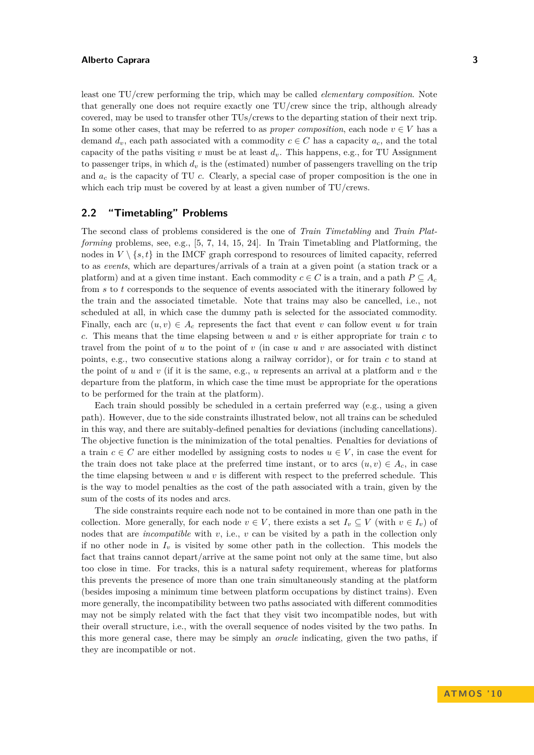least one TU/crew performing the trip, which may be called *elementary composition*. Note that generally one does not require exactly one TU/crew since the trip, although already covered, may be used to transfer other TUs/crews to the departing station of their next trip. In some other cases, that may be referred to as *proper composition*, each node $v \in V$ has a demand $d_v$, each path associated with a commodity $c \in C$ has a capacity $a_c$, and the total capacity of the paths visiting $v$ must be at least $d_v$. This happens, e.g., for TU Assignment to passenger trips, in which $d_v$ is the (estimated) number of passengers travelling on the trip and $a_c$ is the capacity of TU $c$. Clearly, a special case of proper composition is the one in which each trip must be covered by at least a given number of TU/crews.

## 2.2 "Timetabling" Problems

The second class of problems considered is the one of *Train Timetabling* and *Train Platforming* problems, see, e.g., [5, 7, 14, 15, 24]. In Train Timetabling and Platforming, the nodes in $V \setminus \{s, t\}$ in the IMCF graph correspond to resources of limited capacity, referred to as *events*, which are departures/arrivals of a train at a given point (a station track or a platform) and at a given time instant. Each commodity $c \in C$ is a train, and a path $P \subseteq A_c$ from $s$ to $t$ corresponds to the sequence of events associated with the itinerary followed by the train and the associated timetable. Note that trains may also be cancelled, i.e., not scheduled at all, in which case the dummy path is selected for the associated commodity. Finally, each arc $(u, v) \in A_c$ represents the fact that event $v$ can follow event $u$ for train $c$. This means that the time elapsing between $u$ and $v$ is either appropriate for train $c$ to travel from the point of $u$ to the point of $v$ (in case $u$ and $v$ are associated with distinct points, e.g., two consecutive stations along a railway corridor), or for train $c$ to stand at the point of $u$ and $v$ (if it is the same, e.g., $u$ represents an arrival at a platform and $v$ the departure from the platform, in which case the time must be appropriate for the operations to be performed for the train at the platform).

Each train should possibly be scheduled in a certain preferred way (e.g., using a given path). However, due to the side constraints illustrated below, not all trains can be scheduled in this way, and there are suitably-defined penalties for deviations (including cancellations). The objective function is the minimization of the total penalties. Penalties for deviations of a train $c \in C$ are either modelled by assigning costs to nodes $u \in V$, in case the event for the train does not take place at the preferred time instant, or to arcs $(u, v) \in A_c$, in case the time elapsing between $u$ and $v$ is different with respect to the preferred schedule. This is the way to model penalties as the cost of the path associated with a train, given by the sum of the costs of its nodes and arcs.

The side constraints require each node not to be contained in more than one path in the collection. More generally, for each node $v \in V$, there exists a set $I_v \subseteq V$ (with $v \in I_v$) of nodes that are *incompatible* with $v$, i.e., $v$ can be visited by a path in the collection only if no other node in $I_v$ is visited by some other path in the collection. This models the fact that trains cannot depart/arrive at the same point not only at the same time, but also too close in time. For tracks, this is a natural safety requirement, whereas for platforms this prevents the presence of more than one train simultaneously standing at the platform (besides imposing a minimum time between platform occupations by distinct trains). Even more generally, the incompatibility between two paths associated with different commodities may not be simply related with the fact that they visit two incompatible nodes, but with their overall structure, i.e., with the overall sequence of nodes visited by the two paths. In this more general case, there may be simply an *oracle* indicating, given the two paths, if they are incompatible or not.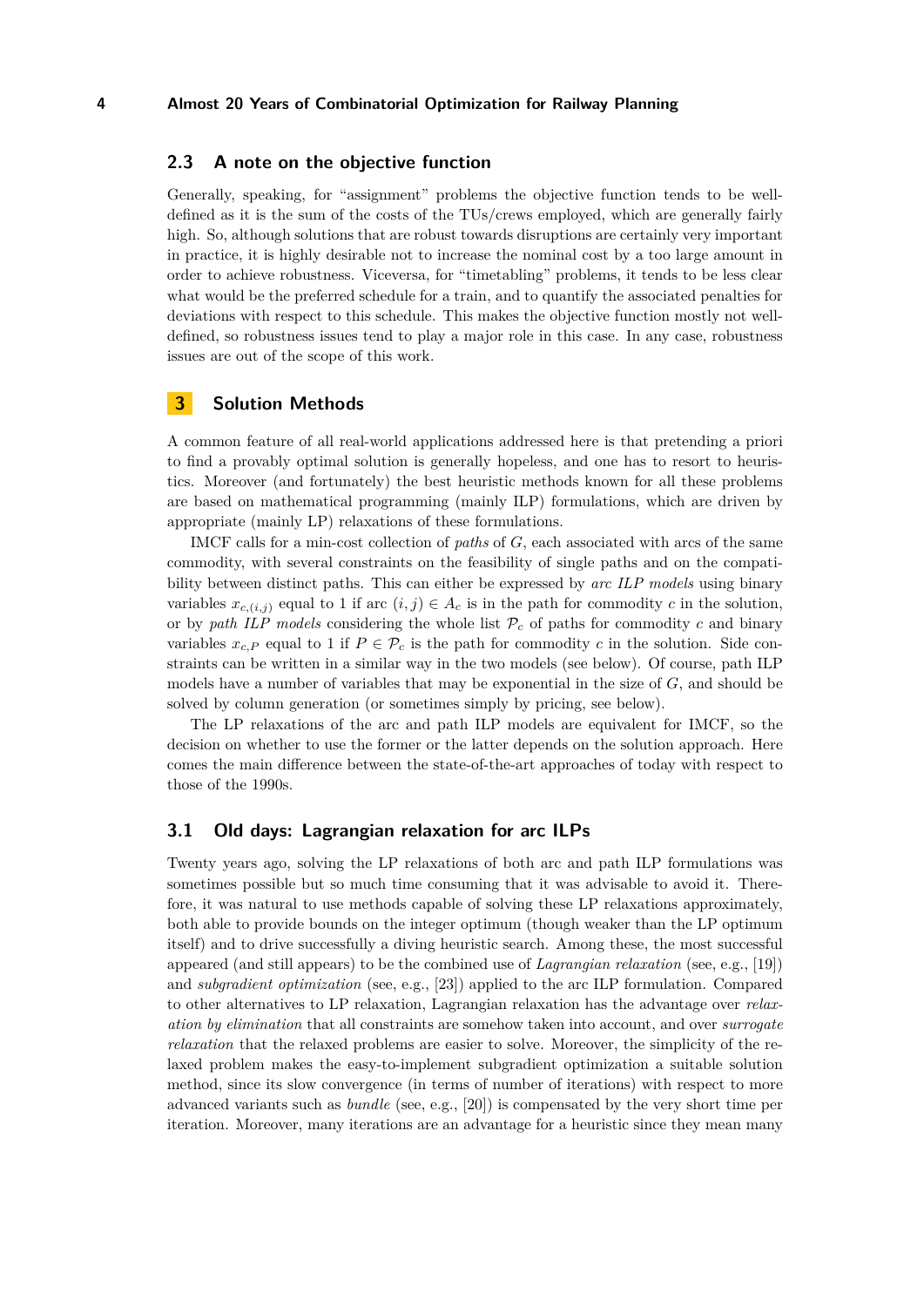### 2.3 A note on the objective function

Generally, speaking, for "assignment" problems the objective function tends to be well-defined as it is the sum of the costs of the TUs/crews employed, which are generally fairly high. So, although solutions that are robust towards disruptions are certainly very important in practice, it is highly desirable not to increase the nominal cost by a too large amount in order to achieve robustness. Viceversa, for "timetabling" problems, it tends to be less clear what would be the preferred schedule for a train, and to quantify the associated penalties for deviations with respect to this schedule. This makes the objective function mostly not well-defined, so robustness issues tend to play a major role in this case. In any case, robustness issues are out of the scope of this work.

## 3 Solution Methods

A common feature of all real-world applications addressed here is that pretending a priori to find a provably optimal solution is generally hopeless, and one has to resort to heuristics. Moreover (and fortunately) the best heuristic methods known for all these problems are based on mathematical programming (mainly ILP) formulations, which are driven by appropriate (mainly LP) relaxations of these formulations.

IMCF calls for a min-cost collection of *paths* of $G$, each associated with arcs of the same commodity, with several constraints on the feasibility of single paths and on the compatibility between distinct paths. This can either be expressed by *arc ILP models* using binary variables $x_{c,(i,j)}$ equal to 1 if arc $(i,j) \in A_c$ is in the path for commodity $c$ in the solution, or by *path ILP models* considering the whole list $\mathcal{P}_c$ of paths for commodity $c$ and binary variables $x_{c,P}$ equal to 1 if $P \in \mathcal{P}_c$ is the path for commodity $c$ in the solution. Side constraints can be written in a similar way in the two models (see below). Of course, path ILP models have a number of variables that may be exponential in the size of $G$, and should be solved by column generation (or sometimes simply by pricing, see below).

The LP relaxations of the arc and path ILP models are equivalent for IMCF, so the decision on whether to use the former or the latter depends on the solution approach. Here comes the main difference between the state-of-the-art approaches of today with respect to those of the 1990s.

### 3.1 Old days: Lagrangian relaxation for arc ILPs

Twenty years ago, solving the LP relaxations of both arc and path ILP formulations was sometimes possible but so much time consuming that it was advisable to avoid it. Therefore, it was natural to use methods capable of solving these LP relaxations approximately, both able to provide bounds on the integer optimum (though weaker than the LP optimum itself) and to drive successfully a diving heuristic search. Among these, the most successful appeared (and still appears) to be the combined use of *Lagrangian relaxation* (see, e.g., [19]) and *subgradient optimization* (see, e.g., [23]) applied to the arc ILP formulation. Compared to other alternatives to LP relaxation, Lagrangian relaxation has the advantage over *relaxation by elimination* that all constraints are somehow taken into account, and over *surrogate relaxation* that the relaxed problems are easier to solve. Moreover, the simplicity of the relaxed problem makes the easy-to-implement subgradient optimization a suitable solution method, since its slow convergence (in terms of number of iterations) with respect to more advanced variants such as *bundle* (see, e.g., [20]) is compensated by the very short time per iteration. Moreover, many iterations are an advantage for a heuristic since they mean many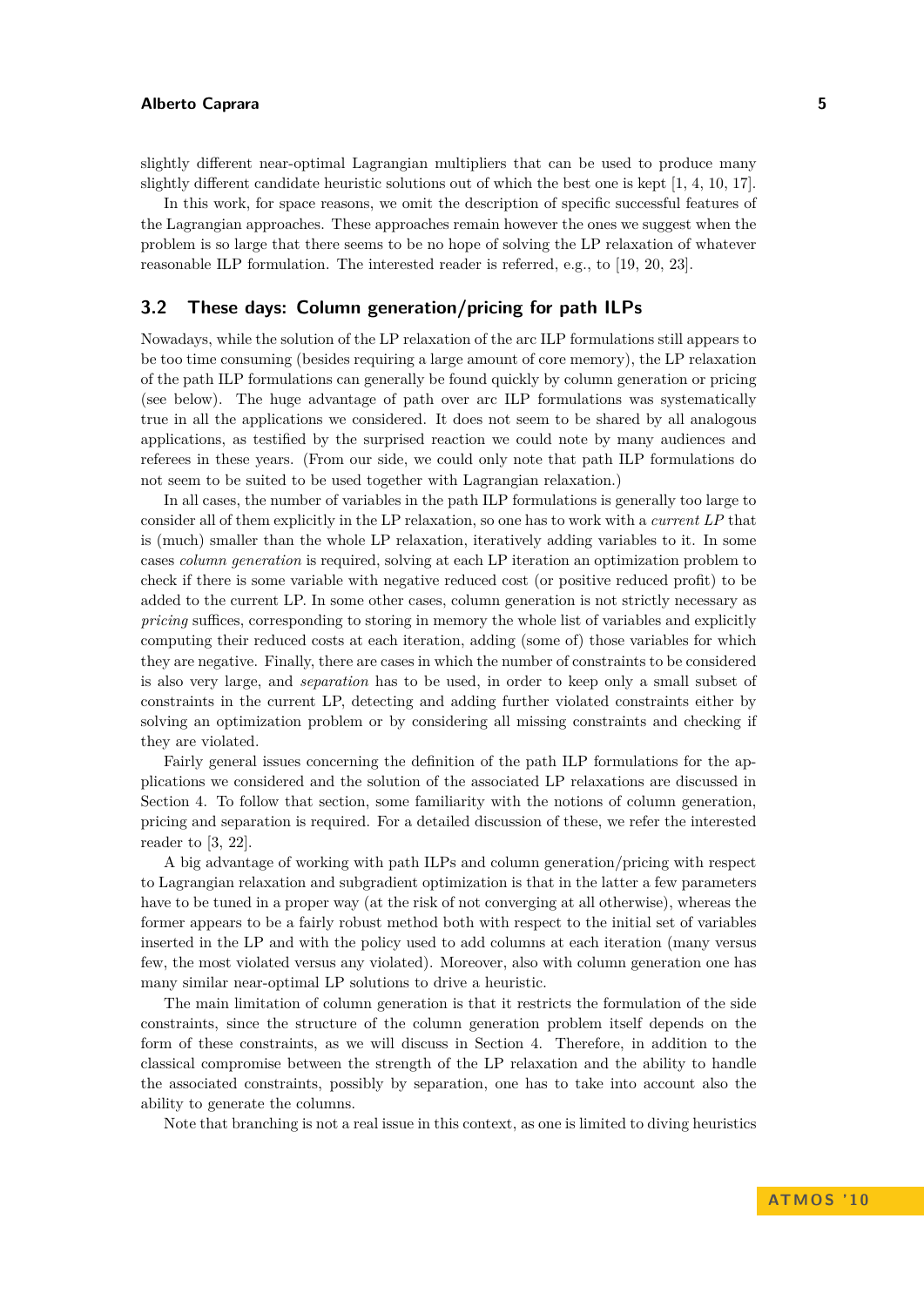slightly different near-optimal Lagrangian multipliers that can be used to produce many slightly different candidate heuristic solutions out of which the best one is kept [1, 4, 10, 17].

In this work, for space reasons, we omit the description of specific successful features of the Lagrangian approaches. These approaches remain however the ones we suggest when the problem is so large that there seems to be no hope of solving the LP relaxation of whatever reasonable ILP formulation. The interested reader is referred, e.g., to [19, 20, 23].

## 3.2 These days: Column generation/pricing for path ILPs

Nowadays, while the solution of the LP relaxation of the arc ILP formulations still appears to be too time consuming (besides requiring a large amount of core memory), the LP relaxation of the path ILP formulations can generally be found quickly by column generation or pricing (see below). The huge advantage of path over arc ILP formulations was systematically true in all the applications we considered. It does not seem to be shared by all analogous applications, as testified by the surprised reaction we could note by many audiences and referees in these years. (From our side, we could only note that path ILP formulations do not seem to be suited to be used together with Lagrangian relaxation.)

In all cases, the number of variables in the path ILP formulations is generally too large to consider all of them explicitly in the LP relaxation, so one has to work with a *current LP* that is (much) smaller than the whole LP relaxation, iteratively adding variables to it. In some cases *column generation* is required, solving at each LP iteration an optimization problem to check if there is some variable with negative reduced cost (or positive reduced profit) to be added to the current LP. In some other cases, column generation is not strictly necessary as *pricing* suffices, corresponding to storing in memory the whole list of variables and explicitly computing their reduced costs at each iteration, adding (some of) those variables for which they are negative. Finally, there are cases in which the number of constraints to be considered is also very large, and *separation* has to be used, in order to keep only a small subset of constraints in the current LP, detecting and adding further violated constraints either by solving an optimization problem or by considering all missing constraints and checking if they are violated.

Fairly general issues concerning the definition of the path ILP formulations for the applications we considered and the solution of the associated LP relaxations are discussed in Section 4. To follow that section, some familiarity with the notions of column generation, pricing and separation is required. For a detailed discussion of these, we refer the interested reader to [3, 22].

A big advantage of working with path ILPs and column generation/pricing with respect to Lagrangian relaxation and subgradient optimization is that in the latter a few parameters have to be tuned in a proper way (at the risk of not converging at all otherwise), whereas the former appears to be a fairly robust method both with respect to the initial set of variables inserted in the LP and with the policy used to add columns at each iteration (many versus few, the most violated versus any violated). Moreover, also with column generation one has many similar near-optimal LP solutions to drive a heuristic.

The main limitation of column generation is that it restricts the formulation of the side constraints, since the structure of the column generation problem itself depends on the form of these constraints, as we will discuss in Section 4. Therefore, in addition to the classical compromise between the strength of the LP relaxation and the ability to handle the associated constraints, possibly by separation, one has to take into account also the ability to generate the columns.

Note that branching is not a real issue in this context, as one is limited to diving heuristics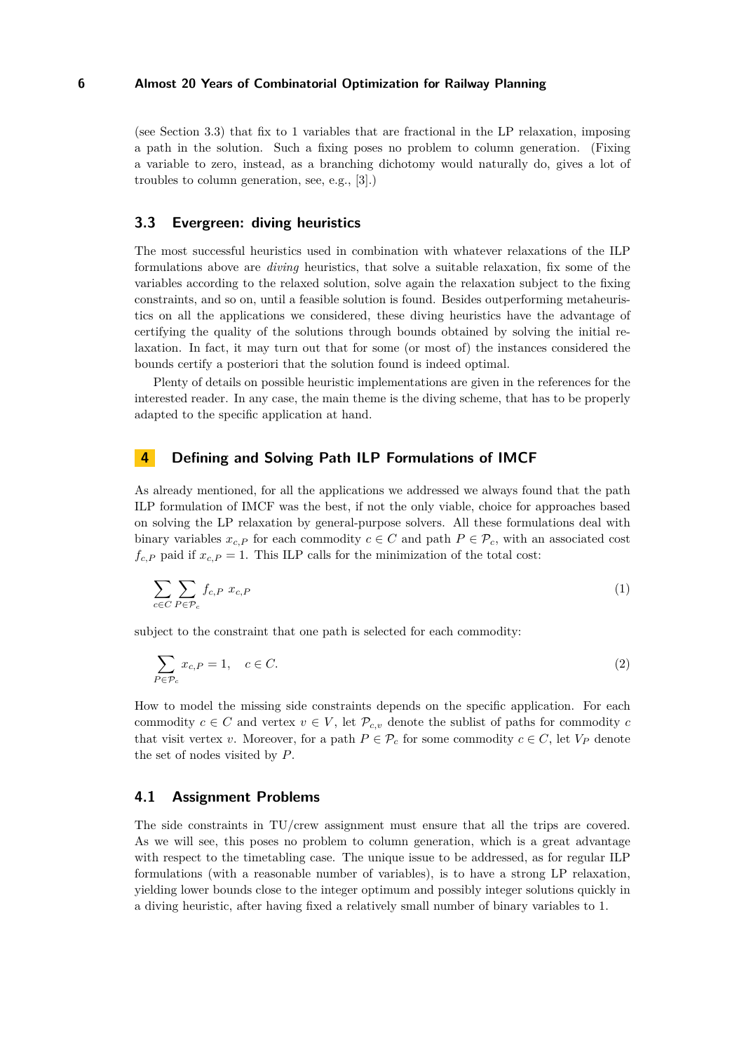(see Section 3.3) that fix to 1 variables that are fractional in the LP relaxation, imposing a path in the solution. Such a fixing poses no problem to column generation. (Fixing a variable to zero, instead, as a branching dichotomy would naturally do, gives a lot of troubles to column generation, see, e.g., [3].)

### 3.3 Evergreen: diving heuristics

The most successful heuristics used in combination with whatever relaxations of the ILP formulations above are *diving* heuristics, that solve a suitable relaxation, fix some of the variables according to the relaxed solution, solve again the relaxation subject to the fixing constraints, and so on, until a feasible solution is found. Besides outperforming metaheuristics on all the applications we considered, these diving heuristics have the advantage of certifying the quality of the solutions through bounds obtained by solving the initial relaxation. In fact, it may turn out that for some (or most of) the instances considered the bounds certify a posteriori that the solution found is indeed optimal.

Plenty of details on possible heuristic implementations are given in the references for the interested reader. In any case, the main theme is the diving scheme, that has to be properly adapted to the specific application at hand.

## 4 Defining and Solving Path ILP Formulations of IMCF

As already mentioned, for all the applications we addressed we always found that the path ILP formulation of IMCF was the best, if not the only viable, choice for approaches based on solving the LP relaxation by general-purpose solvers. All these formulations deal with binary variables $x_{c,P}$ for each commodity $c \in C$ and path $P \in \mathcal{P}_c$, with an associated cost $f_{c,P}$ paid if $x_{c,P} = 1$. This ILP calls for the minimization of the total cost:

$$\sum_{c \in C} \sum_{P \in \mathcal{P}_c} f_{c,P} \; x_{c,P} \tag{1}$$

subject to the constraint that one path is selected for each commodity:

$$\sum_{P \in \mathcal{P}_c} x_{c,P} = 1, \quad c \in C. \tag{2}$$

How to model the missing side constraints depends on the specific application. For each commodity $c \in C$ and vertex $v \in V$, let $\mathcal{P}_{c,v}$ denote the sublist of paths for commodity $c$ that visit vertex $v$. Moreover, for a path $P \in \mathcal{P}_c$ for some commodity $c \in C$, let $V_P$ denote the set of nodes visited by $P$.

### 4.1 Assignment Problems

The side constraints in TU/crew assignment must ensure that all the trips are covered. As we will see, this poses no problem to column generation, which is a great advantage with respect to the timetabling case. The unique issue to be addressed, as for regular ILP formulations (with a reasonable number of variables), is to have a strong LP relaxation, yielding lower bounds close to the integer optimum and possibly integer solutions quickly in a diving heuristic, after having fixed a relatively small number of binary variables to 1.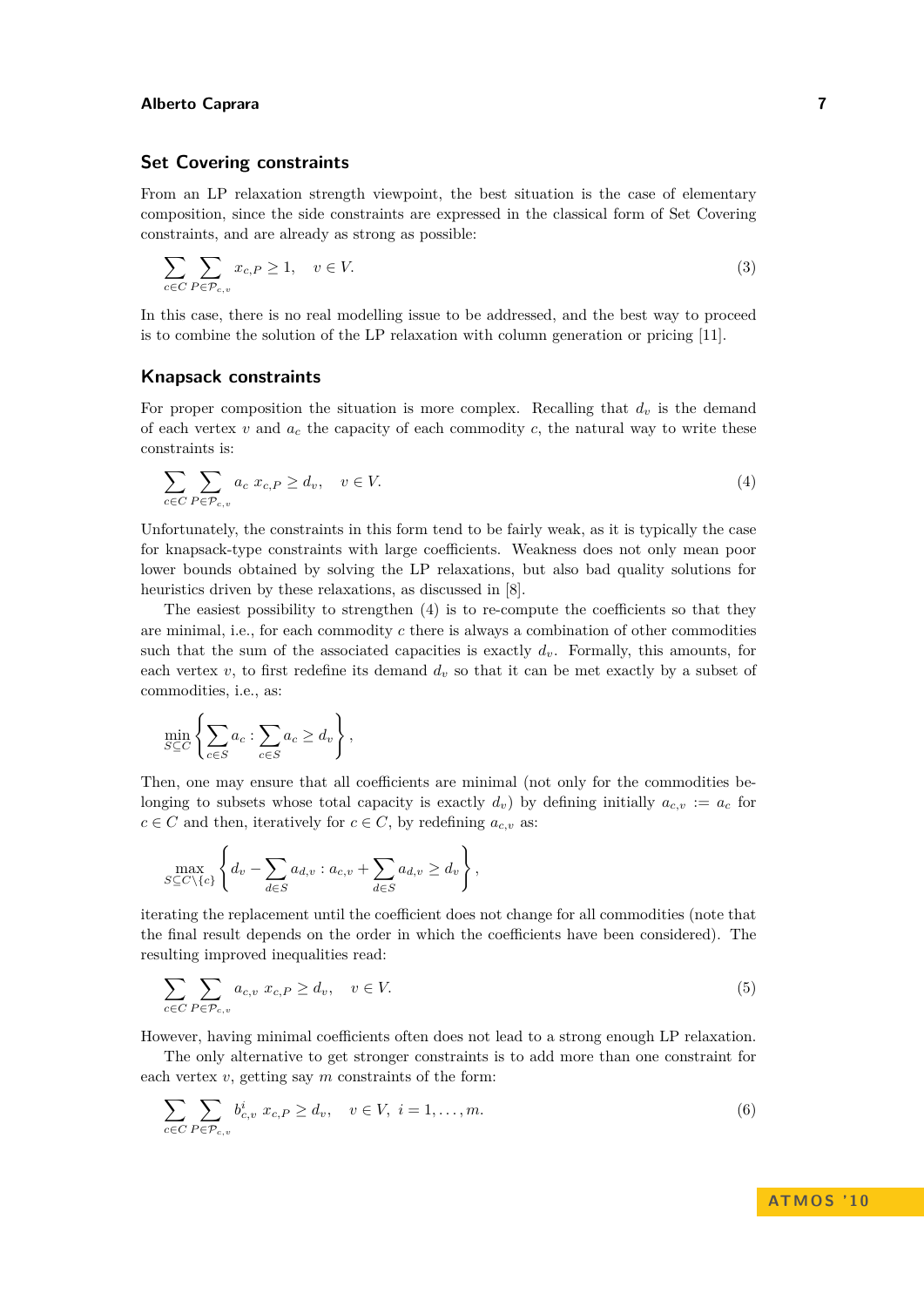## Set Covering constraints

From an LP relaxation strength viewpoint, the best situation is the case of elementary composition, since the side constraints are expressed in the classical form of Set Covering constraints, and are already as strong as possible:

$$\sum_{c \in C} \sum_{P \in \mathcal{P}_{c,v}} x_{c,P} \geq 1, \quad v \in V. \tag{3}$$

In this case, there is no real modelling issue to be addressed, and the best way to proceed is to combine the solution of the LP relaxation with column generation or pricing [11].

## Knapsack constraints

For proper composition the situation is more complex. Recalling that $d_v$ is the demand of each vertex $v$ and $a_c$ the capacity of each commodity $c$, the natural way to write these constraints is:

$$\sum_{c \in C} \sum_{P \in \mathcal{P}_{c,v}} a_c \, x_{c,P} \geq d_v, \quad v \in V. \tag{4}$$

Unfortunately, the constraints in this form tend to be fairly weak, as it is typically the case for knapsack-type constraints with large coefficients. Weakness does not only mean poor lower bounds obtained by solving the LP relaxations, but also bad quality solutions for heuristics driven by these relaxations, as discussed in [8].

The easiest possibility to strengthen (4) is to re-compute the coefficients so that they are minimal, i.e., for each commodity $c$ there is always a combination of other commodities such that the sum of the associated capacities is exactly $d_v$. Formally, this amounts, for each vertex $v$, to first redefine its demand $d_v$ so that it can be met exactly by a subset of commodities, i.e., as:

$$\min_{S \subseteq C} \left\{ \sum_{c \in S} a_c : \sum_{c \in S} a_c \geq d_v \right\},$$

Then, one may ensure that all coefficients are minimal (not only for the commodities belonging to subsets whose total capacity is exactly $d_v$) by defining initially $a_{c,v} := a_c$ for $c \in C$ and then, iteratively for $c \in C$, by redefining $a_{c,v}$ as:

$$\max_{S \subseteq C \setminus \{c\}} \left\{ d_v - \sum_{d \in S} a_{d,v} : a_{c,v} + \sum_{d \in S} a_{d,v} \geq d_v \right\},$$

iterating the replacement until the coefficient does not change for all commodities (note that the final result depends on the order in which the coefficients have been considered). The resulting improved inequalities read:

$$\sum_{c \in C} \sum_{P \in \mathcal{P}_{c,v}} a_{c,v} \, x_{c,P} \geq d_v, \quad v \in V. \tag{5}$$

However, having minimal coefficients often does not lead to a strong enough LP relaxation.

The only alternative to get stronger constraints is to add more than one constraint for each vertex $v$, getting say $m$ constraints of the form:

$$\sum_{c \in C} \sum_{P \in \mathcal{P}_{c,v}} b^i_{c,v} \, x_{c,P} \geq d_v, \quad v \in V, \ i = 1, \ldots, m. \tag{6}$$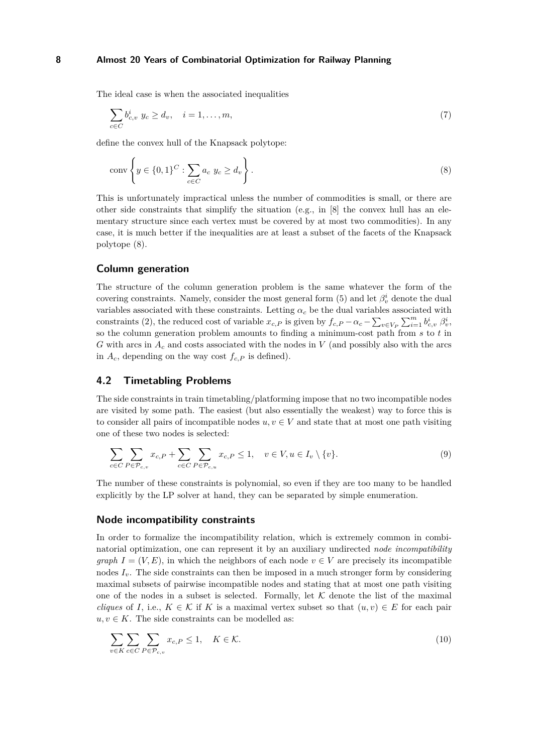The ideal case is when the associated inequalities

$$\sum_{c \in C} b^i_{c,v} \; y_c \geq d_v, \quad i = 1, \ldots, m, \tag{7}$$

define the convex hull of the Knapsack polytope:

$$\text{conv} \left\{ y \in \{0,1\}^C : \sum_{c \in C} a_c \; y_c \geq d_v \right\}. \tag{8}$$

This is unfortunately impractical unless the number of commodities is small, or there are other side constraints that simplify the situation (e.g., in [8] the convex hull has an elementary structure since each vertex must be covered by at most two commodities). In any case, it is much better if the inequalities are at least a subset of the facets of the Knapsack polytope (8).

### Column generation

The structure of the column generation problem is the same whatever the form of the covering constraints. Namely, consider the most general form (5) and let $\beta^i_v$ denote the dual variables associated with these constraints. Letting $\alpha_c$ be the dual variables associated with constraints (2), the reduced cost of variable $x_{c,P}$ is given by $f_{c,P} - \alpha_c - \sum_{v \in V_P} \sum_{i=1}^m b^i_{c,v} \; \beta^i_v$, so the column generation problem amounts to finding a minimum-cost path from $s$ to $t$ in $G$ with arcs in $A_c$ and costs associated with the nodes in $V$ (and possibly also with the arcs in $A_c$, depending on the way cost $f_{c,P}$ is defined).

## 4.2 Timetabling Problems

The side constraints in train timetabling/platforming impose that no two incompatible nodes are visited by some path. The easiest (but also essentially the weakest) way to force this is to consider all pairs of incompatible nodes $u, v \in V$ and state that at most one path visiting one of these two nodes is selected:

$$\sum_{c \in C} \sum_{P \in \mathcal{P}_{c,v}} x_{c,P} + \sum_{c \in C} \sum_{P \in \mathcal{P}_{c,u}} x_{c,P} \leq 1, \quad v \in V, u \in I_v \setminus \{v\}. \tag{9}$$

The number of these constraints is polynomial, so even if they are too many to be handled explicitly by the LP solver at hand, they can be separated by simple enumeration.

### Node incompatibility constraints

In order to formalize the incompatibility relation, which is extremely common in combinatorial optimization, one can represent it by an auxiliary undirected *node incompatibility graph* $I = (V, E)$, in which the neighbors of each node $v \in V$ are precisely its incompatible nodes $I_v$. The side constraints can then be imposed in a much stronger form by considering maximal subsets of pairwise incompatible nodes and stating that at most one path visiting one of the nodes in a subset is selected. Formally, let $\mathcal{K}$ denote the list of the maximal *cliques* of $I$, i.e., $K \in \mathcal{K}$ if $K$ is a maximal vertex subset so that $(u, v) \in E$ for each pair $u, v \in K$. The side constraints can be modelled as:

$$\sum_{v \in K} \sum_{c \in C} \sum_{P \in \mathcal{P}_{c,v}} x_{c,P} \leq 1, \quad K \in \mathcal{K}. \tag{10}$$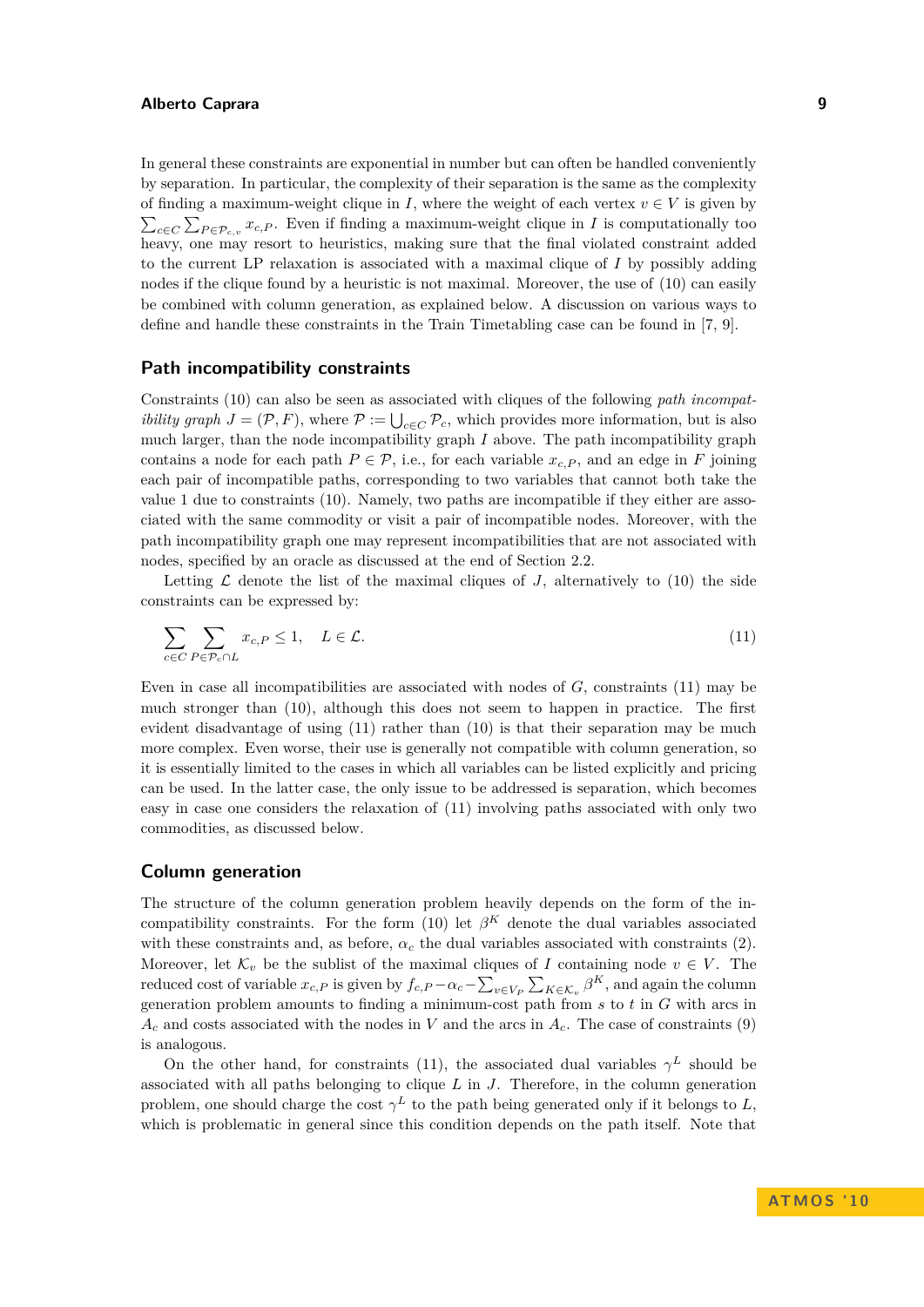In general these constraints are exponential in number but can often be handled conveniently by separation. In particular, the complexity of their separation is the same as the complexity of finding a maximum-weight clique in $I$, where the weight of each vertex $v \in V$ is given by $\sum_{c \in C} \sum_{P \in \mathcal{P}_{c,v}} x_{c,P}$. Even if finding a maximum-weight clique in $I$ is computationally too heavy, one may resort to heuristics, making sure that the final violated constraint added to the current LP relaxation is associated with a maximal clique of $I$ by possibly adding nodes if the clique found by a heuristic is not maximal. Moreover, the use of (10) can easily be combined with column generation, as explained below. A discussion on various ways to define and handle these constraints in the Train Timetabling case can be found in [7, 9].

## Path incompatibility constraints

Constraints (10) can also be seen as associated with cliques of the following *path incompatibility graph* $J = (\mathcal{P}, F)$, where $\mathcal{P} := \bigcup_{c \in C} \mathcal{P}_c$, which provides more information, but is also much larger, than the node incompatibility graph $I$ above. The path incompatibility graph contains a node for each path $P \in \mathcal{P}$, i.e., for each variable $x_{c,P}$, and an edge in $F$ joining each pair of incompatible paths, corresponding to two variables that cannot both take the value 1 due to constraints (10). Namely, two paths are incompatible if they either are associated with the same commodity or visit a pair of incompatible nodes. Moreover, with the path incompatibility graph one may represent incompatibilities that are not associated with nodes, specified by an oracle as discussed at the end of Section 2.2.

Letting $\mathcal{L}$ denote the list of the maximal cliques of $J$, alternatively to (10) the side constraints can be expressed by:

$$\sum_{c \in C} \sum_{P \in \mathcal{P}_c \cap L} x_{c,P} \leq 1, \quad L \in \mathcal{L}. \tag{11}$$

Even in case all incompatibilities are associated with nodes of $G$, constraints (11) may be much stronger than (10), although this does not seem to happen in practice. The first evident disadvantage of using (11) rather than (10) is that their separation may be much more complex. Even worse, their use is generally not compatible with column generation, so it is essentially limited to the cases in which all variables can be listed explicitly and pricing can be used. In the latter case, the only issue to be addressed is separation, which becomes easy in case one considers the relaxation of (11) involving paths associated with only two commodities, as discussed below.

## Column generation

The structure of the column generation problem heavily depends on the form of the incompatibility constraints. For the form (10) let $\beta^K$ denote the dual variables associated with these constraints and, as before, $\alpha_c$ the dual variables associated with constraints (2). Moreover, let $\mathcal{K}_v$ be the sublist of the maximal cliques of $I$ containing node $v \in V$. The reduced cost of variable $x_{c,P}$ is given by $f_{c,P} - \alpha_c - \sum_{v \in V_P} \sum_{K \in \mathcal{K}_v} \beta^K$, and again the column generation problem amounts to finding a minimum-cost path from $s$ to $t$ in $G$ with arcs in $A_c$ and costs associated with the nodes in $V$ and the arcs in $A_c$. The case of constraints (9) is analogous.

On the other hand, for constraints (11), the associated dual variables $\gamma^L$ should be associated with all paths belonging to clique $L$ in $J$. Therefore, in the column generation problem, one should charge the cost $\gamma^L$ to the path being generated only if it belongs to $L$, which is problematic in general since this condition depends on the path itself. Note that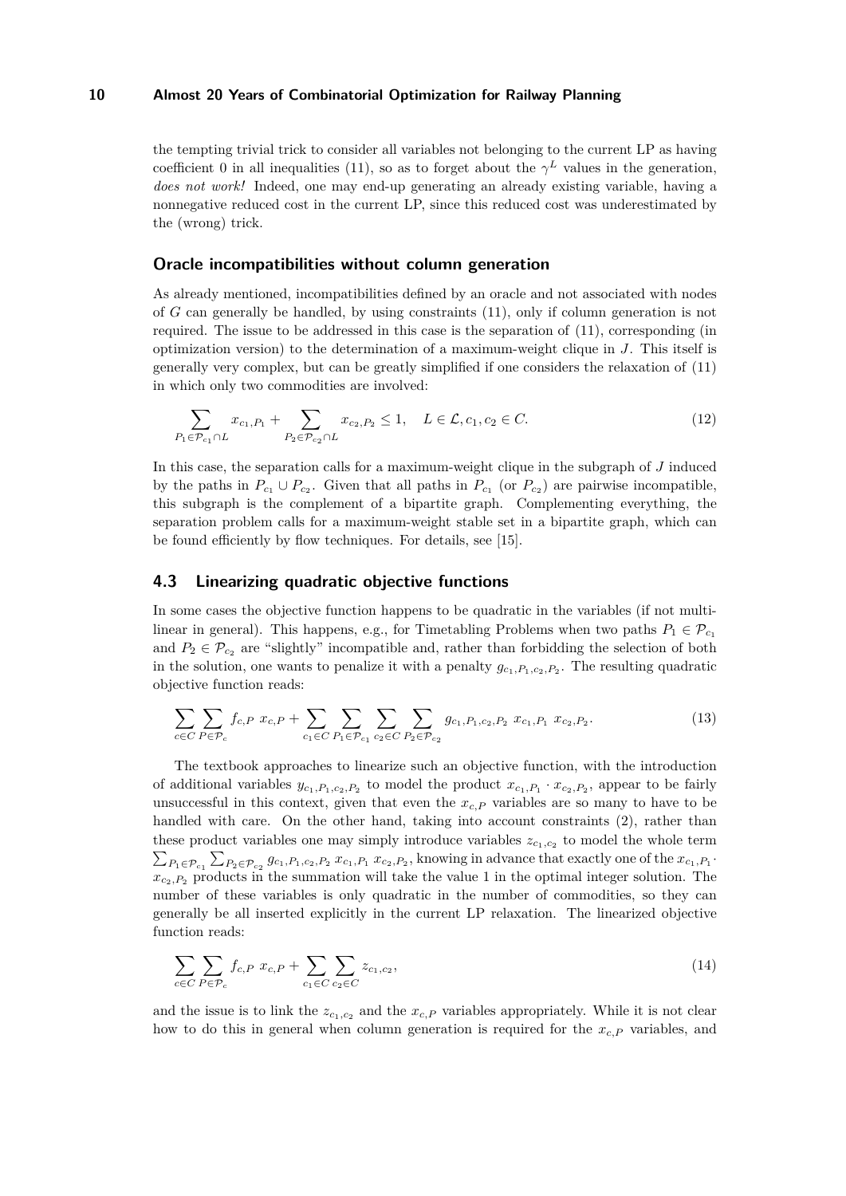the tempting trivial trick to consider all variables not belonging to the current LP as having coefficient 0 in all inequalities (11), so as to forget about the $\gamma^L$ values in the generation, *does not work!* Indeed, one may end-up generating an already existing variable, having a nonnegative reduced cost in the current LP, since this reduced cost was underestimated by the (wrong) trick.

### Oracle incompatibilities without column generation

As already mentioned, incompatibilities defined by an oracle and not associated with nodes of $G$ can generally be handled, by using constraints (11), only if column generation is not required. The issue to be addressed in this case is the separation of (11), corresponding (in optimization version) to the determination of a maximum-weight clique in $J$. This itself is generally very complex, but can be greatly simplified if one considers the relaxation of (11) in which only two commodities are involved:

$$\sum_{P_1 \in \mathcal{P}_{c_1} \cap L} x_{c_1,P_1} + \sum_{P_2 \in \mathcal{P}_{c_2} \cap L} x_{c_2,P_2} \leq 1, \quad L \in \mathcal{L}, c_1, c_2 \in C. \tag{12}$$

In this case, the separation calls for a maximum-weight clique in the subgraph of $J$ induced by the paths in $P_{c_1} \cup P_{c_2}$. Given that all paths in $P_{c_1}$ (or $P_{c_2}$) are pairwise incompatible, this subgraph is the complement of a bipartite graph. Complementing everything, the separation problem calls for a maximum-weight stable set in a bipartite graph, which can be found efficiently by flow techniques. For details, see [15].

## 4.3 Linearizing quadratic objective functions

In some cases the objective function happens to be quadratic in the variables (if not multilinear in general). This happens, e.g., for Timetabling Problems when two paths $P_1 \in \mathcal{P}_{c_1}$ and $P_2 \in \mathcal{P}_{c_2}$ are "slightly" incompatible and, rather than forbidding the selection of both in the solution, one wants to penalize it with a penalty $g_{c_1,P_1,c_2,P_2}$. The resulting quadratic objective function reads:

$$\sum_{c \in C} \sum_{P \in \mathcal{P}_c} f_{c,P}\ x_{c,P} + \sum_{c_1 \in C} \sum_{P_1 \in \mathcal{P}_{c_1}} \sum_{c_2 \in C} \sum_{P_2 \in \mathcal{P}_{c_2}} g_{c_1,P_1,c_2,P_2}\ x_{c_1,P_1}\ x_{c_2,P_2}. \tag{13}$$

The textbook approaches to linearize such an objective function, with the introduction of additional variables $y_{c_1,P_1,c_2,P_2}$ to model the product $x_{c_1,P_1} \cdot x_{c_2,P_2}$, appear to be fairly unsuccessful in this context, given that even the $x_{c,P}$ variables are so many to have to be handled with care. On the other hand, taking into account constraints (2), rather than these product variables one may simply introduce variables $z_{c_1,c_2}$ to model the whole term $\sum_{P_1 \in \mathcal{P}_{c_1}} \sum_{P_2 \in \mathcal{P}_{c_2}} g_{c_1,P_1,c_2,P_2}\ x_{c_1,P_1}\ x_{c_2,P_2}$, knowing in advance that exactly one of the $x_{c_1,P_1} \cdot x_{c_2,P_2}$ products in the summation will take the value 1 in the optimal integer solution. The number of these variables is only quadratic in the number of commodities, so they can generally be all inserted explicitly in the current LP relaxation. The linearized objective function reads:

$$\sum_{c \in C} \sum_{P \in \mathcal{P}_c} f_{c,P}\ x_{c,P} + \sum_{c_1 \in C} \sum_{c_2 \in C} z_{c_1,c_2}, \tag{14}$$

and the issue is to link the $z_{c_1,c_2}$ and the $x_{c,P}$ variables appropriately. While it is not clear how to do this in general when column generation is required for the $x_{c,P}$ variables, and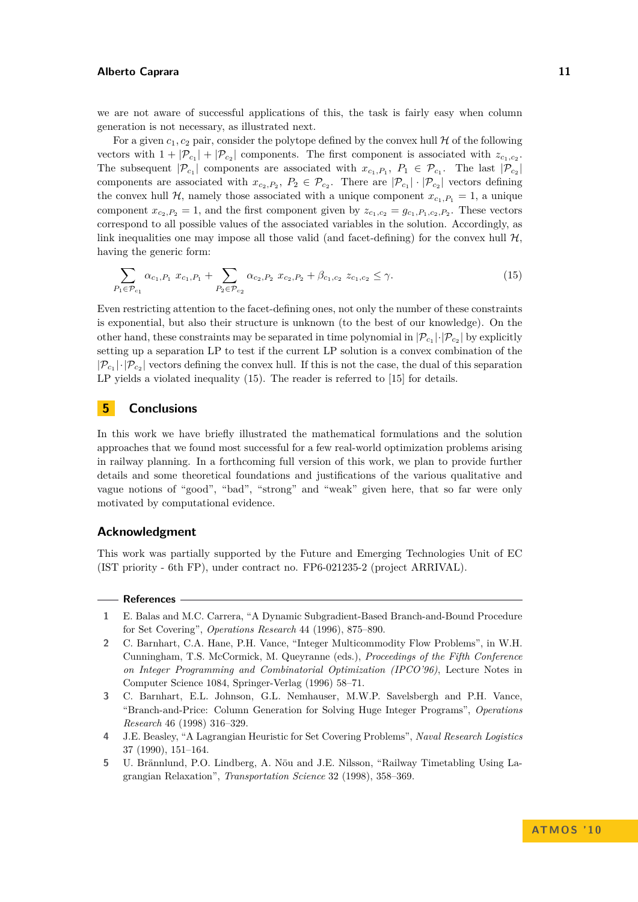we are not aware of successful applications of this, the task is fairly easy when column generation is not necessary, as illustrated next.

For a given $c_1, c_2$ pair, consider the polytope defined by the convex hull $\mathcal{H}$ of the following vectors with $1 + |\mathcal{P}_{c_1}| + |\mathcal{P}_{c_2}|$ components. The first component is associated with $z_{c_1,c_2}$. The subsequent $|\mathcal{P}_{c_1}|$ components are associated with $x_{c_1,P_1}$, $P_1 \in \mathcal{P}_{c_1}$. The last $|\mathcal{P}_{c_2}|$ components are associated with $x_{c_2,P_2}$, $P_2 \in \mathcal{P}_{c_2}$. There are $|\mathcal{P}_{c_1}| \cdot |\mathcal{P}_{c_2}|$ vectors defining the convex hull $\mathcal{H}$, namely those associated with a unique component $x_{c_1,P_1} = 1$, a unique component $x_{c_2,P_2} = 1$, and the first component given by $z_{c_1,c_2} = g_{c_1,P_1,c_2,P_2}$. These vectors correspond to all possible values of the associated variables in the solution. Accordingly, as link inequalities one may impose all those valid (and facet-defining) for the convex hull $\mathcal{H}$, having the generic form:

$$\sum_{P_1 \in \mathcal{P}_{c_1}} \alpha_{c_1,P_1}\ x_{c_1,P_1} + \sum_{P_2 \in \mathcal{P}_{c_2}} \alpha_{c_2,P_2}\ x_{c_2,P_2} + \beta_{c_1,c_2}\ z_{c_1,c_2} \leq \gamma. \tag{15}$$

Even restricting attention to the facet-defining ones, not only the number of these constraints is exponential, but also their structure is unknown (to the best of our knowledge). On the other hand, these constraints may be separated in time polynomial in $|\mathcal{P}_{c_1}| \cdot |\mathcal{P}_{c_2}|$ by explicitly setting up a separation LP to test if the current LP solution is a convex combination of the $|\mathcal{P}_{c_1}| \cdot |\mathcal{P}_{c_2}|$ vectors defining the convex hull. If this is not the case, the dual of this separation LP yields a violated inequality (15). The reader is referred to [15] for details.

## 5 Conclusions

In this work we have briefly illustrated the mathematical formulations and the solution approaches that we found most successful for a few real-world optimization problems arising in railway planning. In a forthcoming full version of this work, we plan to provide further details and some theoretical foundations and justifications of the various qualitative and vague notions of "good", "bad", "strong" and "weak" given here, that so far were only motivated by computational evidence.

## Acknowledgment

This work was partially supported by the Future and Emerging Technologies Unit of EC (IST priority - 6th FP), under contract no. FP6-021235-2 (project ARRIVAL).

## References

1. E. Balas and M.C. Carrera, "A Dynamic Subgradient-Based Branch-and-Bound Procedure for Set Covering", *Operations Research* 44 (1996), 875–890.
2. C. Barnhart, C.A. Hane, P.H. Vance, "Integer Multicommodity Flow Problems", in W.H. Cunningham, T.S. McCormick, M. Queyranne (eds.), *Proceedings of the Fifth Conference on Integer Programming and Combinatorial Optimization (IPCO'96)*, Lecture Notes in Computer Science 1084, Springer-Verlag (1996) 58–71.
3. C. Barnhart, E.L. Johnson, G.L. Nemhauser, M.W.P. Savelsbergh and P.H. Vance, "Branch-and-Price: Column Generation for Solving Huge Integer Programs", *Operations Research* 46 (1998) 316–329.
4. J.E. Beasley, "A Lagrangian Heuristic for Set Covering Problems", *Naval Research Logistics* 37 (1990), 151–164.
5. U. Brännlund, P.O. Lindberg, A. Nöu and J.E. Nilsson, "Railway Timetabling Using Lagrangian Relaxation", *Transportation Science* 32 (1998), 358–369.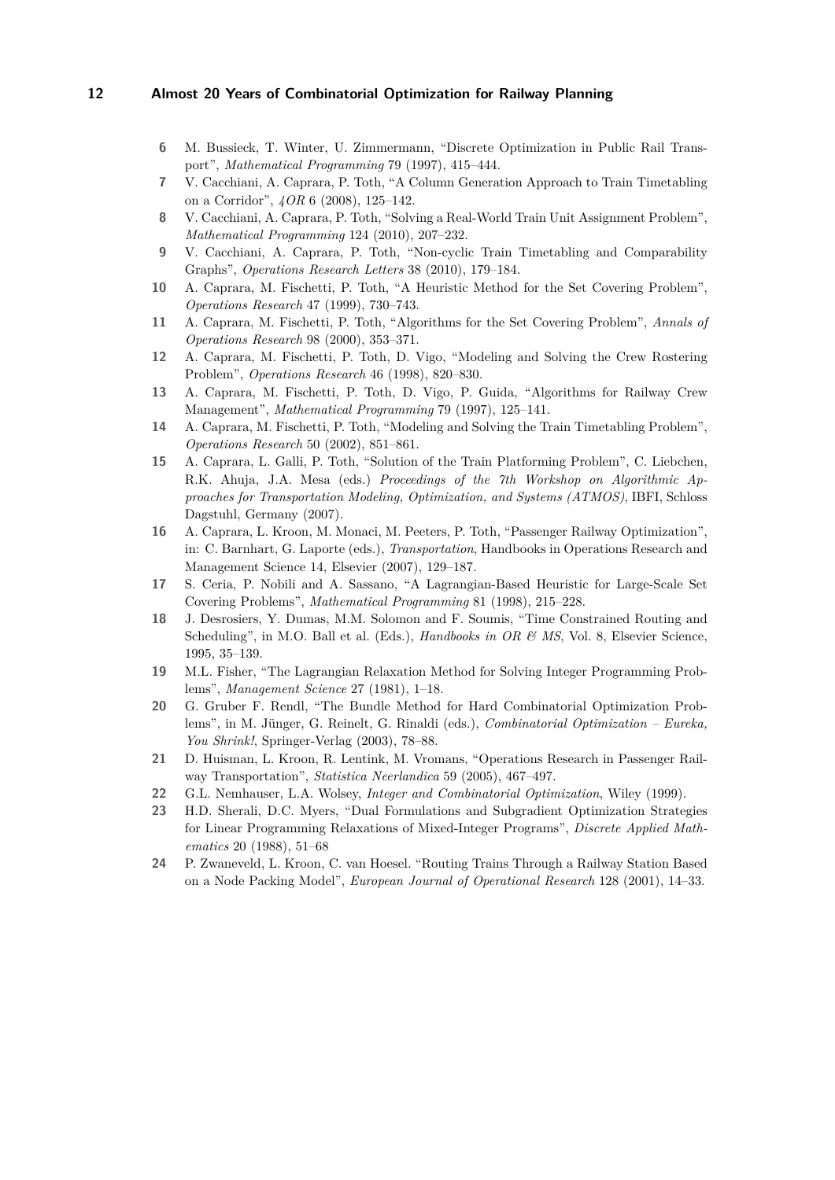6 M. Bussieck, T. Winter, U. Zimmermann, "Discrete Optimization in Public Rail Transport", *Mathematical Programming* 79 (1997), 415–444.

7 V. Cacchiani, A. Caprara, P. Toth, "A Column Generation Approach to Train Timetabling on a Corridor", *4OR* 6 (2008), 125–142.

8 V. Cacchiani, A. Caprara, P. Toth, "Solving a Real-World Train Unit Assignment Problem", *Mathematical Programming* 124 (2010), 207–232.

9 V. Cacchiani, A. Caprara, P. Toth, "Non-cyclic Train Timetabling and Comparability Graphs", *Operations Research Letters* 38 (2010), 179–184.

10 A. Caprara, M. Fischetti, P. Toth, "A Heuristic Method for the Set Covering Problem", *Operations Research* 47 (1999), 730–743.

11 A. Caprara, M. Fischetti, P. Toth, "Algorithms for the Set Covering Problem", *Annals of Operations Research* 98 (2000), 353–371.

12 A. Caprara, M. Fischetti, P. Toth, D. Vigo, "Modeling and Solving the Crew Rostering Problem", *Operations Research* 46 (1998), 820–830.

13 A. Caprara, M. Fischetti, P. Toth, D. Vigo, P. Guida, "Algorithms for Railway Crew Management", *Mathematical Programming* 79 (1997), 125–141.

14 A. Caprara, M. Fischetti, P. Toth, "Modeling and Solving the Train Timetabling Problem", *Operations Research* 50 (2002), 851–861.

15 A. Caprara, L. Galli, P. Toth, "Solution of the Train Platforming Problem", C. Liebchen, R.K. Ahuja, J.A. Mesa (eds.) *Proceedings of the 7th Workshop on Algorithmic Approaches for Transportation Modeling, Optimization, and Systems (ATMOS)*, IBFI, Schloss Dagstuhl, Germany (2007).

16 A. Caprara, L. Kroon, M. Monaci, M. Peeters, P. Toth, "Passenger Railway Optimization", in: C. Barnhart, G. Laporte (eds.), *Transportation*, Handbooks in Operations Research and Management Science 14, Elsevier (2007), 129–187.

17 S. Ceria, P. Nobili and A. Sassano, "A Lagrangian-Based Heuristic for Large-Scale Set Covering Problems", *Mathematical Programming* 81 (1998), 215–228.

18 J. Desrosiers, Y. Dumas, M.M. Solomon and F. Soumis, "Time Constrained Routing and Scheduling", in M.O. Ball et al. (Eds.), *Handbooks in OR & MS*, Vol. 8, Elsevier Science, 1995, 35–139.

19 M.L. Fisher, "The Lagrangian Relaxation Method for Solving Integer Programming Problems", *Management Science* 27 (1981), 1–18.

20 G. Gruber F. Rendl, "The Bundle Method for Hard Combinatorial Optimization Problems", in M. Jünger, G. Reinelt, G. Rinaldi (eds.), *Combinatorial Optimization – Eureka, You Shrink!*, Springer-Verlag (2003), 78–88.

21 D. Huisman, L. Kroon, R. Lentink, M. Vromans, "Operations Research in Passenger Railway Transportation", *Statistica Neerlandica* 59 (2005), 467–497.

22 G.L. Nemhauser, L.A. Wolsey, *Integer and Combinatorial Optimization*, Wiley (1999).

23 H.D. Sherali, D.C. Myers, "Dual Formulations and Subgradient Optimization Strategies for Linear Programming Relaxations of Mixed-Integer Programs", *Discrete Applied Mathematics* 20 (1988), 51–68

24 P. Zwaneveld, L. Kroon, C. van Hoesel. "Routing Trains Through a Railway Station Based on a Node Packing Model", *European Journal of Operational Research* 128 (2001), 14–33.